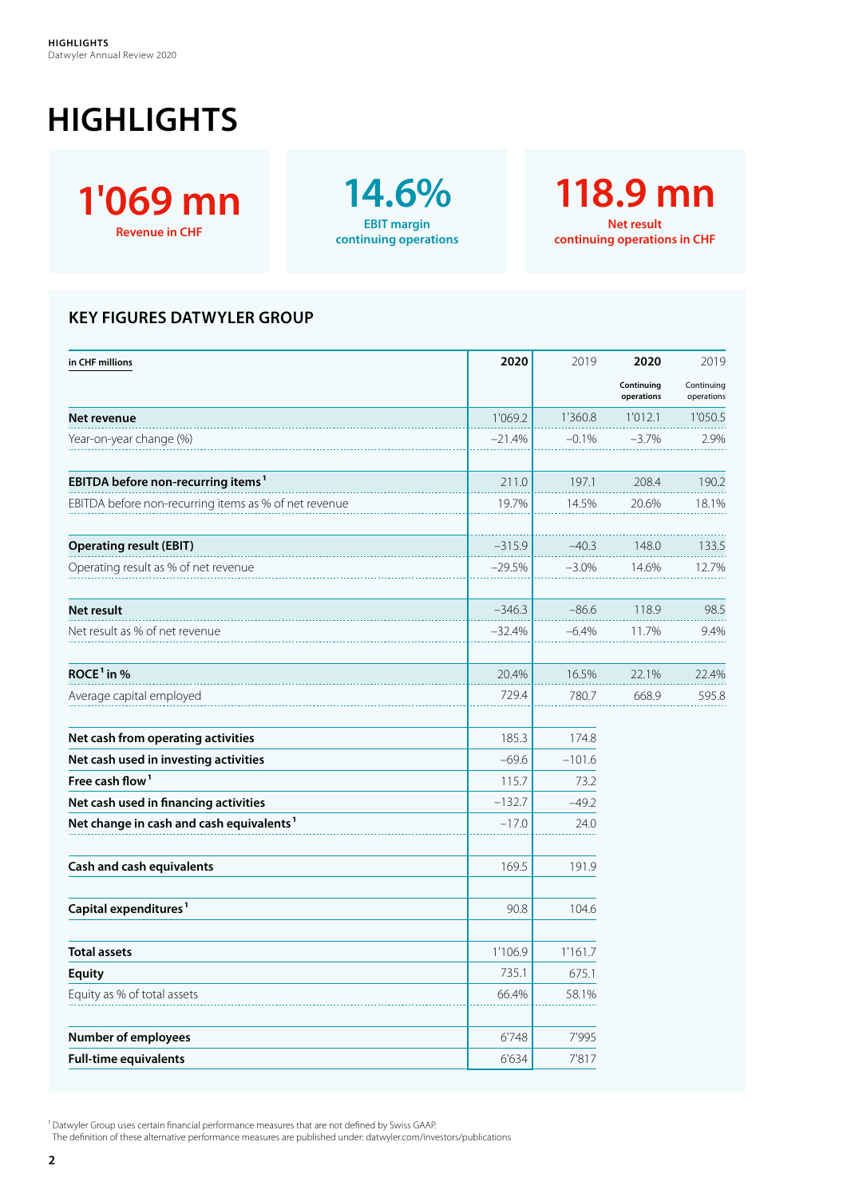# HIGHLIGHTS

**1'069 mn**
Revenue in CHF

**14.6%**
EBIT margin continuing operations

**118.9 mn**
Net result continuing operations in CHF

## KEY FIGURES DATWYLER GROUP

| in CHF millions | 2020 | 2019 | 2020 Continuing operations | 2019 Continuing operations |
|---|---|---|---|---|
| **Net revenue** | 1'069.2 | 1'360.8 | 1'012.1 | 1'050.5 |
| Year-on-year change (%) | −21.4% | −0.1% | −3.7% | 2.9% |
| | | | | |
| **EBITDA before non-recurring items** [1] | 211.0 | 197.1 | 208.4 | 190.2 |
| EBITDA before non-recurring items as % of net revenue | 19.7% | 14.5% | 20.6% | 18.1% |
| | | | | |
| **Operating result (EBIT)** | −315.9 | −40.3 | 148.0 | 133.5 |
| Operating result as % of net revenue | −29.5% | −3.0% | 14.6% | 12.7% |
| | | | | |
| **Net result** | −346.3 | −86.6 | 118.9 | 98.5 |
| Net result as % of net revenue | −32.4% | −6.4% | 11.7% | 9.4% |
| | | | | |
| **ROCE** [1] **in %** | 20.4% | 16.5% | 22.1% | 22.4% |
| Average capital employed | 729.4 | 780.7 | 668.9 | 595.8 |
| | | | | |
| **Net cash from operating activities** | 185.3 | 174.8 | | |
| **Net cash used in investing activities** | −69.6 | −101.6 | | |
| **Free cash flow** [1] | 115.7 | 73.2 | | |
| **Net cash used in financing activities** | −132.7 | −49.2 | | |
| **Net change in cash and cash equivalents** [1] | −17.0 | 24.0 | | |
| | | | | |
| **Cash and cash equivalents** | 169.5 | 191.9 | | |
| | | | | |
| **Capital expenditures** [1] | 90.8 | 104.6 | | |
| | | | | |
| **Total assets** | 1'106.9 | 1'161.7 | | |
| **Equity** | 735.1 | 675.1 | | |
| Equity as % of total assets | 66.4% | 58.1% | | |
| | | | | |
| **Number of employees** | 6'748 | 7'995 | | |
| **Full-time equivalents** | 6'634 | 7'817 | | |

[1] Datwyler Group uses certain financial performance measures that are not defined by Swiss GAAP.
The definition of these alternative performance measures are published under: datwyler.com/investors/publications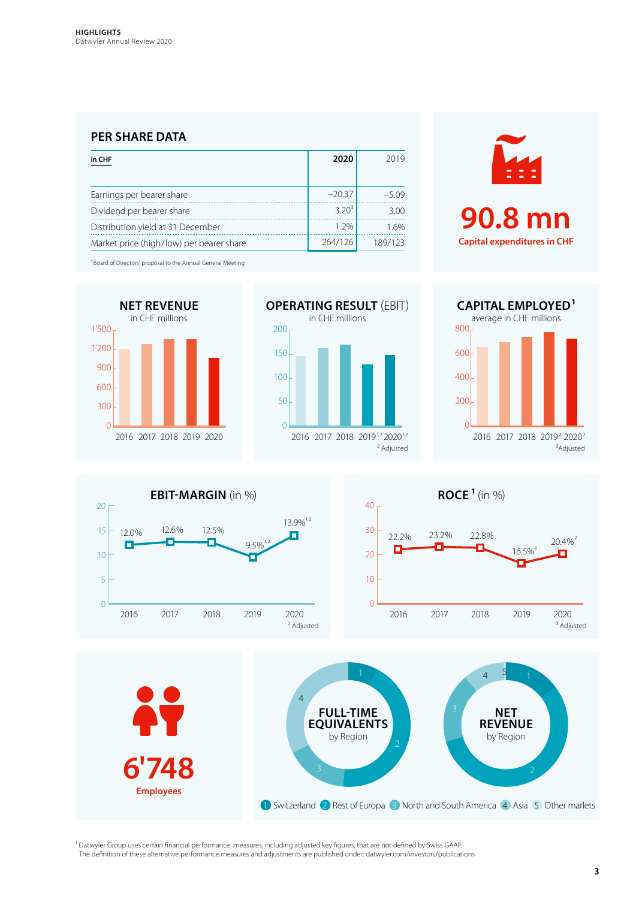## PER SHARE DATA

| in CHF | 2020 | 2019 |
|---|---|---|
| Earnings per bearer share | –20.37 | –5.09 |
| Dividend per bearer share | 3.20[3] | 3.00 |
| Distribution yield at 31 December | 1.2% | 1.6% |
| Market price (high/low) per bearer share | 264/126 | 189/123 |

[3] Board of Directors' proposal to the Annual General Meeting

**90.8 mn**

**Capital expenditures in CHF**

## NET REVENUE

in CHF millions

1'500
1'200
900
600
300
0

2016 2017 2018 2019 2020

## OPERATING RESULT (EBIT)

in CHF millions

200
150
100
50
0

2016 2017 2018 2019[1,2] 2020[1,2]

[2] Adjusted

## CAPITAL EMPLOYED[1]

average in CHF millions

800
600
400
200
0

2016 2017 2018 2019[2] 2020[2]

[2] Adjusted

## EBIT-MARGIN (in %)

20
15
10
5
0

12.0% 12.6% 12.5% 9.5%[1,2] 13.9%[1,2]

2016 2017 2018 2019 2020

[2] Adjusted

## ROCE[1] (in %)

40
30
20
10
0

22.2% 23.2% 22.8% 16.5%[2] 20.4%[2]

2016 2017 2018 2019 2020

[2] Adjusted

**6'748**

**Employees**

## FULL-TIME EQUIVALENTS by Region

1 2 3 4

## NET REVENUE by Region

1 2 3 4 5

1 Switzerland 2 Rest of Europa 3 North and South America 4 Asia 5 Other marlets

[1] Datwyler Group uses certain financial performance measures, including adjusted key figures, that are not defined by Swiss GAAP. The definition of these alternative performance measures and adjustments are published under: datwyler.com/investors/publications